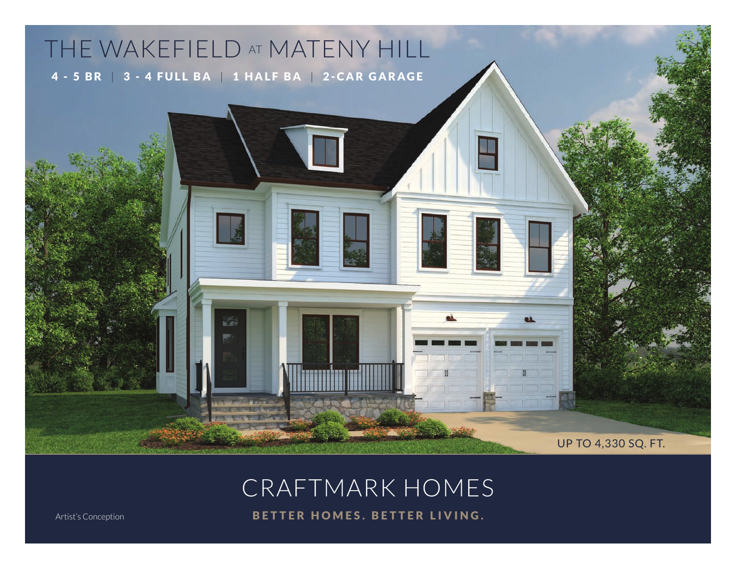# THE WAKEFIELD AT MATENY HILL

4 - 5 BR | 3 - 4 FULL BA | 1 HALF BA | 2-CAR GARAGE

UP TO 4,330 SQ. FT.

## CRAFTMARK HOMES

BETTER HOMES. BETTER LIVING.

Artist's Conception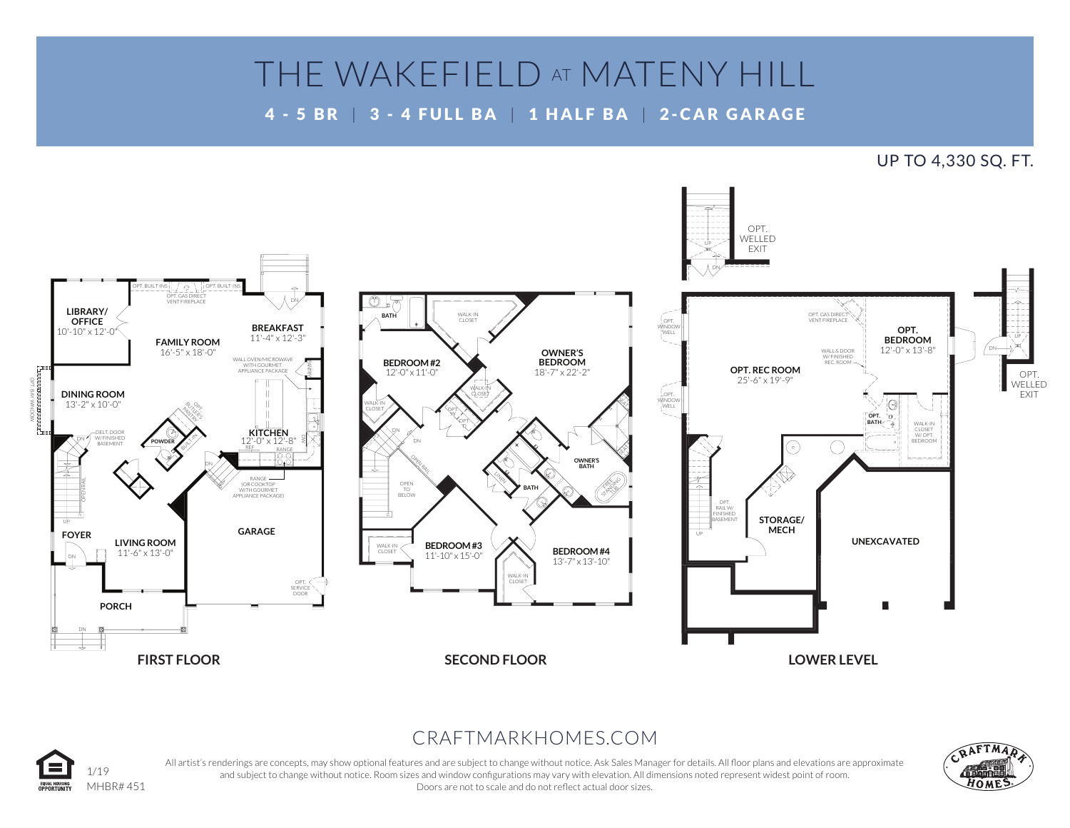# THE WAKEFIELD AT MATENY HILL

**4 - 5 BR | 3 - 4 FULL BA | 1 HALF BA | 2-CAR GARAGE**

UP TO 4,330 SQ. FT.

## FIRST FLOOR

LIBRARY/ OFFICE 10'-10" x 12'-0"

FAMILY ROOM 16'-5" x 18'-0"

BREAKFAST 11'-4" x 12'-3"

DINING ROOM 13'-2" x 10'-0"

KITCHEN 12'-0" x 12'-8"

POWDER

FOYER

LIVING ROOM 11'-6" x 13'-0"

GARAGE

PORCH

OPT. BUILT-INS

OPT. GAS DIRECT VENT FIREPLACE

WALL OVEN/MICROWAVE WITH GOURMET APPLIANCE PACKAGE

OPT. BUTLER'S PANTRY

BUILT-IN

DELT. DOOR W/ FINISHED BASEMENT

RANGE (OR COOKTOP WITH GOURMET APPLIANCE PACKAGE)

REF

RANGE

OPT. SERVICE DOOR

OPEN RAIL

OPT. BAY WINDOW

## SECOND FLOOR

BATH

WALK-IN CLOSET

BEDROOM #2 12'-0" x 11'-0"

OWNER'S BEDROOM 18'-7" x 22'-2"

WALK-IN CLOSET

OPT. W/D

OPEN RAIL

OPEN TO BELOW

OWNER'S BATH

FREE STANDING TUB

LINEN

BATH

BEDROOM #3 11'-10" x 15'-0"

BEDROOM #4 13'-7" x 13'-10"

WALK-IN CLOSET

## LOWER LEVEL

OPT. WELLED EXIT

OPT. WINDOW WELL

OPT. GAS DIRECT VENT FIREPLACE

OPT. BEDROOM 12'-0" x 13'-8"

WALL & DOOR W/ FINISHED REC. ROOM

OPT. REC ROOM 25'-6" x 19'-9"

OPT. BATH

WALK-IN CLOSET W/ OPT. BEDROOM

OPT. RAIL W/ FINISHED BASEMENT

STORAGE/ MECH

UNEXCAVATED

CRAFTMARKHOMES.COM

1/19

MHBR# 451

All artist's renderings are concepts, may show optional features and are subject to change without notice. Ask Sales Manager for details. All floor plans and elevations are approximate and subject to change without notice. Room sizes and window configurations may vary with elevation. All dimensions noted represent widest point of room. Doors are not to scale and do not reflect actual door sizes.

EQUAL HOUSING OPPORTUNITY

CRAFTMARK HOMES